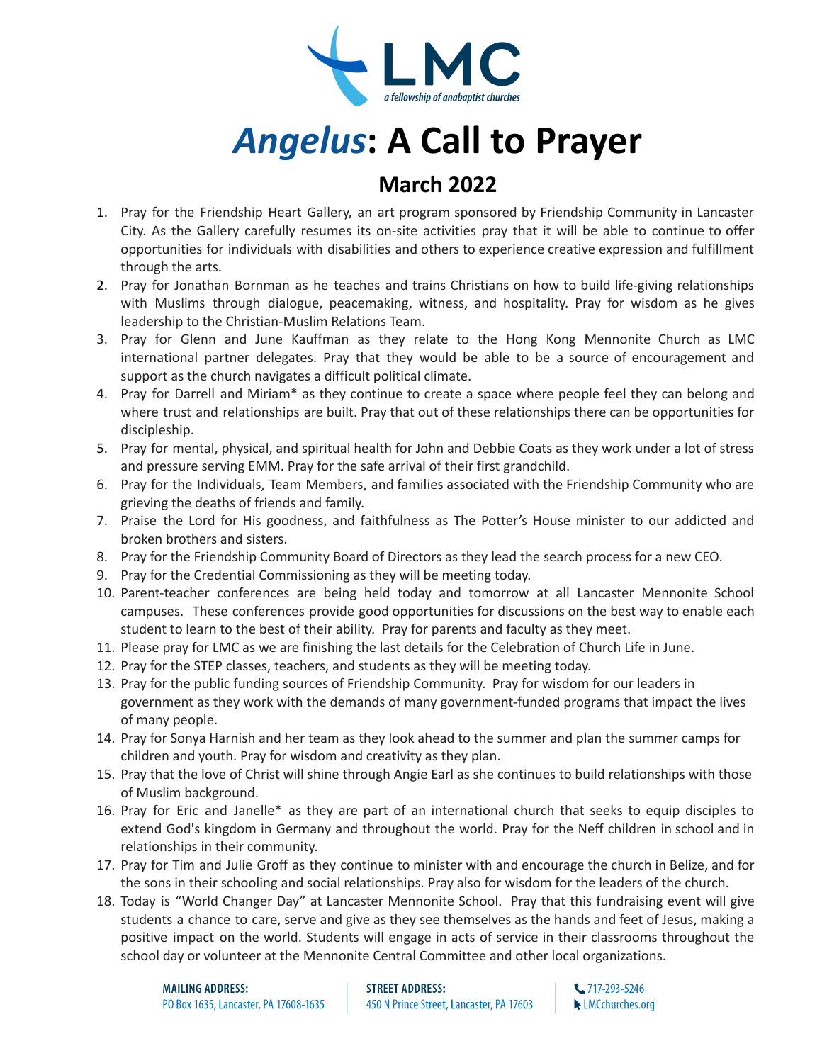LMC

*a fellowship of anabaptist churches*

# *Angelus*: A Call to Prayer

## March 2022

1. Pray for the Friendship Heart Gallery, an art program sponsored by Friendship Community in Lancaster City. As the Gallery carefully resumes its on-site activities pray that it will be able to continue to offer opportunities for individuals with disabilities and others to experience creative expression and fulfillment through the arts.
2. Pray for Jonathan Bornman as he teaches and trains Christians on how to build life-giving relationships with Muslims through dialogue, peacemaking, witness, and hospitality. Pray for wisdom as he gives leadership to the Christian-Muslim Relations Team.
3. Pray for Glenn and June Kauffman as they relate to the Hong Kong Mennonite Church as LMC international partner delegates. Pray that they would be able to be a source of encouragement and support as the church navigates a difficult political climate.
4. Pray for Darrell and Miriam* as they continue to create a space where people feel they can belong and where trust and relationships are built. Pray that out of these relationships there can be opportunities for discipleship.
5. Pray for mental, physical, and spiritual health for John and Debbie Coats as they work under a lot of stress and pressure serving EMM. Pray for the safe arrival of their first grandchild.
6. Pray for the Individuals, Team Members, and families associated with the Friendship Community who are grieving the deaths of friends and family.
7. Praise the Lord for His goodness, and faithfulness as The Potter's House minister to our addicted and broken brothers and sisters.
8. Pray for the Friendship Community Board of Directors as they lead the search process for a new CEO.
9. Pray for the Credential Commissioning as they will be meeting today.
10. Parent-teacher conferences are being held today and tomorrow at all Lancaster Mennonite School campuses. These conferences provide good opportunities for discussions on the best way to enable each student to learn to the best of their ability. Pray for parents and faculty as they meet.
11. Please pray for LMC as we are finishing the last details for the Celebration of Church Life in June.
12. Pray for the STEP classes, teachers, and students as they will be meeting today.
13. Pray for the public funding sources of Friendship Community. Pray for wisdom for our leaders in government as they work with the demands of many government-funded programs that impact the lives of many people.
14. Pray for Sonya Harnish and her team as they look ahead to the summer and plan the summer camps for children and youth. Pray for wisdom and creativity as they plan.
15. Pray that the love of Christ will shine through Angie Earl as she continues to build relationships with those of Muslim background.
16. Pray for Eric and Janelle* as they are part of an international church that seeks to equip disciples to extend God's kingdom in Germany and throughout the world. Pray for the Neff children in school and in relationships in their community.
17. Pray for Tim and Julie Groff as they continue to minister with and encourage the church in Belize, and for the sons in their schooling and social relationships. Pray also for wisdom for the leaders of the church.
18. Today is "World Changer Day" at Lancaster Mennonite School. Pray that this fundraising event will give students a chance to care, serve and give as they see themselves as the hands and feet of Jesus, making a positive impact on the world. Students will engage in acts of service in their classrooms throughout the school day or volunteer at the Mennonite Central Committee and other local organizations.

**MAILING ADDRESS:**
PO Box 1635, Lancaster, PA 17608-1635

**STREET ADDRESS:**
450 N Prince Street, Lancaster, PA 17603

717-293-5246
LMCchurches.org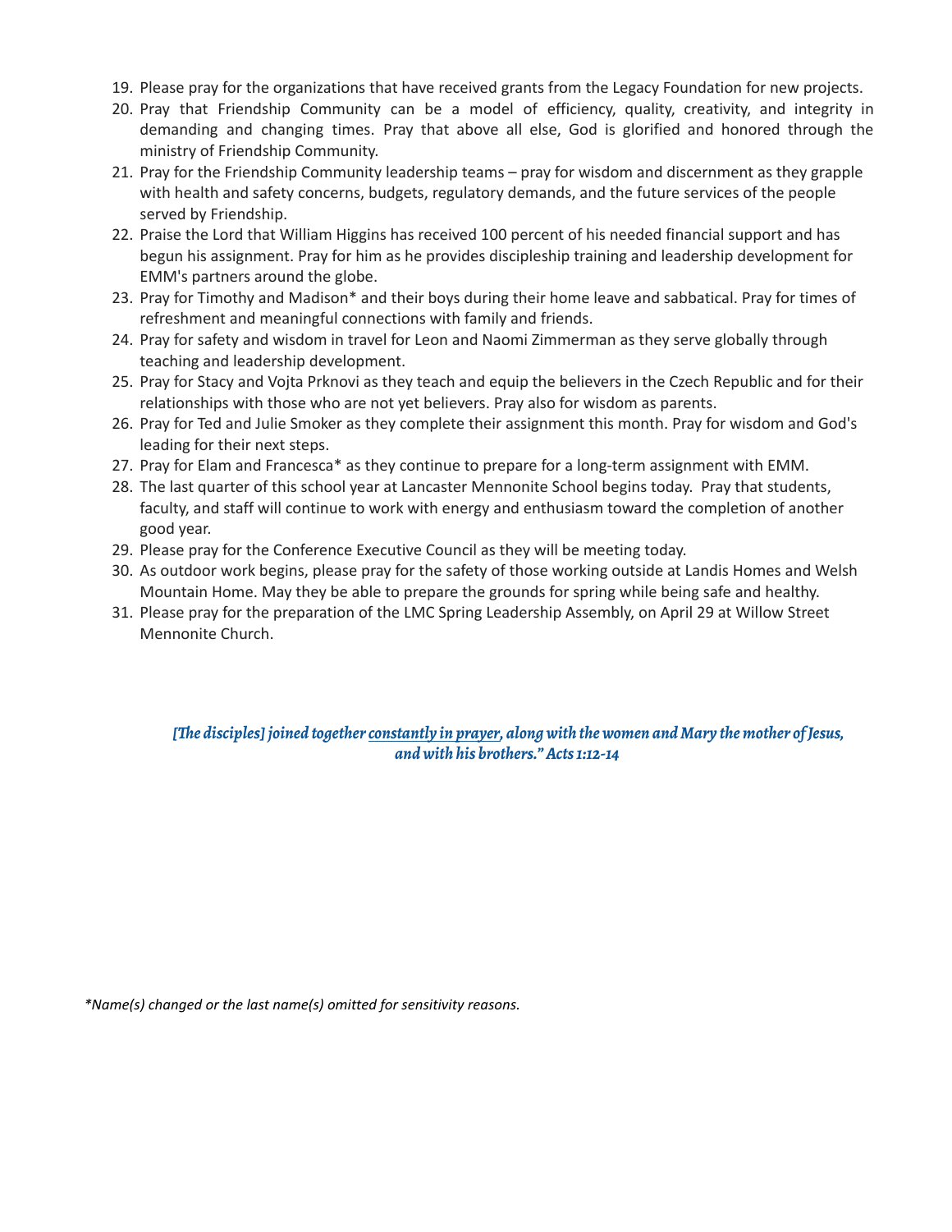19. Please pray for the organizations that have received grants from the Legacy Foundation for new projects.
20. Pray that Friendship Community can be a model of efficiency, quality, creativity, and integrity in demanding and changing times. Pray that above all else, God is glorified and honored through the ministry of Friendship Community.
21. Pray for the Friendship Community leadership teams – pray for wisdom and discernment as they grapple with health and safety concerns, budgets, regulatory demands, and the future services of the people served by Friendship.
22. Praise the Lord that William Higgins has received 100 percent of his needed financial support and has begun his assignment. Pray for him as he provides discipleship training and leadership development for EMM's partners around the globe.
23. Pray for Timothy and Madison* and their boys during their home leave and sabbatical. Pray for times of refreshment and meaningful connections with family and friends.
24. Pray for safety and wisdom in travel for Leon and Naomi Zimmerman as they serve globally through teaching and leadership development.
25. Pray for Stacy and Vojta Prknovi as they teach and equip the believers in the Czech Republic and for their relationships with those who are not yet believers. Pray also for wisdom as parents.
26. Pray for Ted and Julie Smoker as they complete their assignment this month. Pray for wisdom and God's leading for their next steps.
27. Pray for Elam and Francesca* as they continue to prepare for a long-term assignment with EMM.
28. The last quarter of this school year at Lancaster Mennonite School begins today. Pray that students, faculty, and staff will continue to work with energy and enthusiasm toward the completion of another good year.
29. Please pray for the Conference Executive Council as they will be meeting today.
30. As outdoor work begins, please pray for the safety of those working outside at Landis Homes and Welsh Mountain Home. May they be able to prepare the grounds for spring while being safe and healthy.
31. Please pray for the preparation of the LMC Spring Leadership Assembly, on April 29 at Willow Street Mennonite Church.

***[The disciples] joined together constantly in prayer, along with the women and Mary the mother of Jesus, and with his brothers." Acts 1:12-14***

*\*Name(s) changed or the last name(s) omitted for sensitivity reasons.*